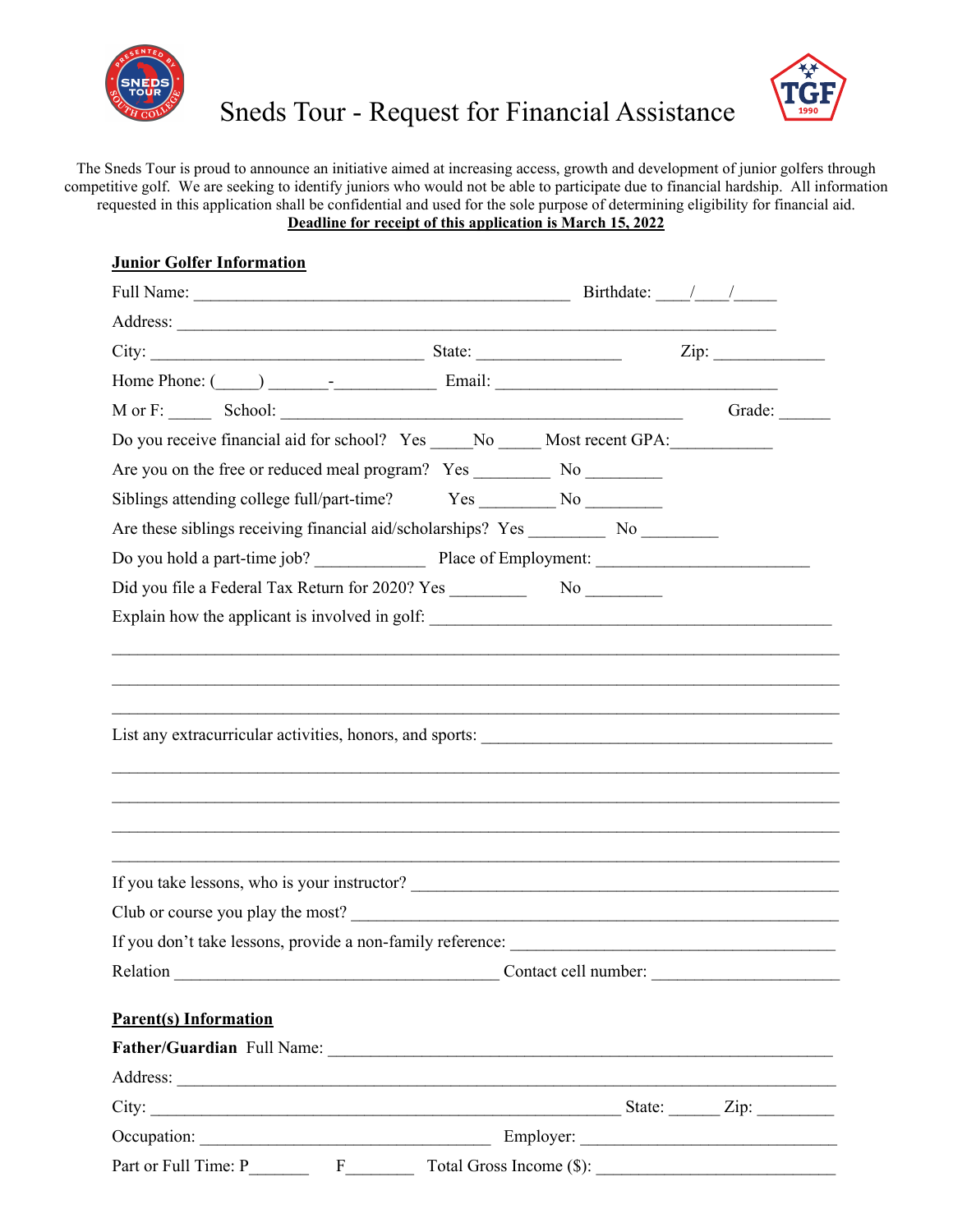# Sneds Tour - Request for Financial Assistance

The Sneds Tour is proud to announce an initiative aimed at increasing access, growth and development of junior golfers through competitive golf. We are seeking to identify juniors who would not be able to participate due to financial hardship. All information requested in this application shall be confidential and used for the sole purpose of determining eligibility for financial aid.

**Deadline for receipt of this application is March 15, 2022**

## Junior Golfer Information

Full Name: _____________________________________________ Birthdate: ____/____/_____

Address: ________________________________________________________________________

City: _________________________________ State: _________________ Zip: _____________

Home Phone: (_____) _______-____________ Email: _________________________________

M or F: _____ School: ________________________________________________ Grade: ______

Do you receive financial aid for school? Yes _____No _____ Most recent GPA:____________

Are you on the free or reduced meal program? Yes _________ No _________

Siblings attending college full/part-time? Yes _________ No _________

Are these siblings receiving financial aid/scholarships? Yes _________ No _________

Do you hold a part-time job? _____________ Place of Employment: ________________________

Did you file a Federal Tax Return for 2020? Yes _________ No _________

Explain how the applicant is involved in golf: ________________________________________________

_____________________________________________________________________________________

_____________________________________________________________________________________

_____________________________________________________________________________________

List any extracurricular activities, honors, and sports: ________________________________________

_____________________________________________________________________________________

_____________________________________________________________________________________

_____________________________________________________________________________________

_____________________________________________________________________________________

If you take lessons, who is your instructor? _________________________________________________

Club or course you play the most? _______________________________________________________

If you don't take lessons, provide a non-family reference: _____________________________________

Relation ______________________________________ Contact cell number: ______________________

## Parent(s) Information

**Father/Guardian** Full Name: ____________________________________________________________

Address: ___________________________________________________________________________

City: _______________________________________________________ State: ______ Zip: _________

Occupation: __________________________________ Employer: ______________________________

Part or Full Time: P_______ F________ Total Gross Income ($): ____________________________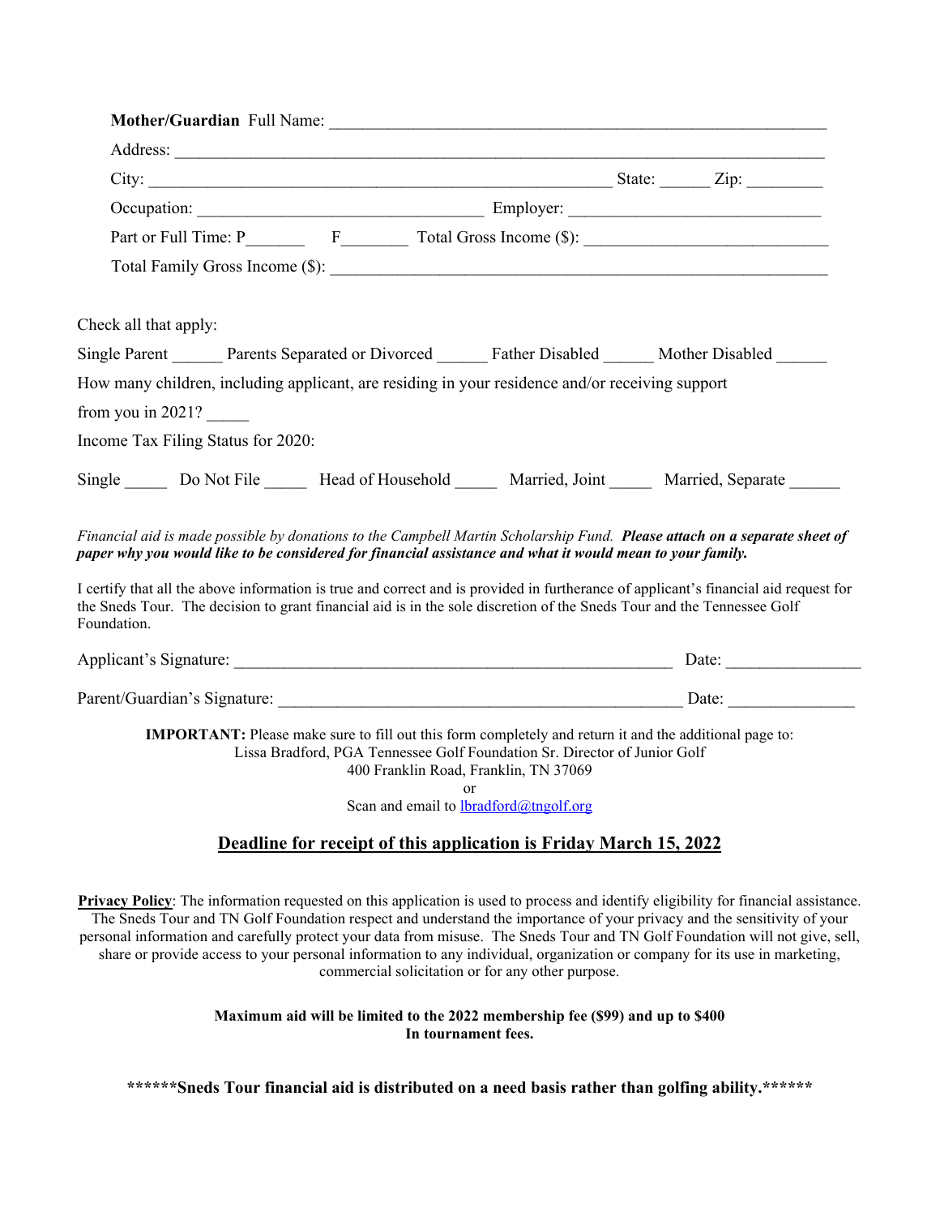**Mother/Guardian** Full Name: ___________________________________________________________

Address: _______________________________________________________________________________

City: ______________________________________________________ State: ______ Zip: _________

Occupation: __________________________________ Employer: ______________________________

Part or Full Time: P_______ F________ Total Gross Income ($): ____________________________

Total Family Gross Income ($): _____________________________________________________________

Check all that apply:

Single Parent ______ Parents Separated or Divorced ______ Father Disabled ______ Mother Disabled ______

How many children, including applicant, are residing in your residence and/or receiving support from you in 2021? _____

Income Tax Filing Status for 2020:

Single _____ Do Not File _____ Head of Household _____ Married, Joint _____ Married, Separate ______

*Financial aid is made possible by donations to the Campbell Martin Scholarship Fund.* ***Please attach on a separate sheet of paper why you would like to be considered for financial assistance and what it would mean to your family.***

I certify that all the above information is true and correct and is provided in furtherance of applicant's financial aid request for the Sneds Tour. The decision to grant financial aid is in the sole discretion of the Sneds Tour and the Tennessee Golf Foundation.

Applicant's Signature: ______________________________________________________ Date: ________________

Parent/Guardian's Signature: _________________________________________________ Date: _______________

**IMPORTANT:** Please make sure to fill out this form completely and return it and the additional page to:
Lissa Bradford, PGA Tennessee Golf Foundation Sr. Director of Junior Golf
400 Franklin Road, Franklin, TN 37069
or
Scan and email to lbradford@tngolf.org

**Deadline for receipt of this application is Friday March 15, 2022**

**Privacy Policy**: The information requested on this application is used to process and identify eligibility for financial assistance. The Sneds Tour and TN Golf Foundation respect and understand the importance of your privacy and the sensitivity of your personal information and carefully protect your data from misuse. The Sneds Tour and TN Golf Foundation will not give, sell, share or provide access to your personal information to any individual, organization or company for its use in marketing, commercial solicitation or for any other purpose.

**Maximum aid will be limited to the 2022 membership fee ($99) and up to $400 In tournament fees.**

**\*\*\*\*\*\*Sneds Tour financial aid is distributed on a need basis rather than golfing ability.\*\*\*\*\*\***